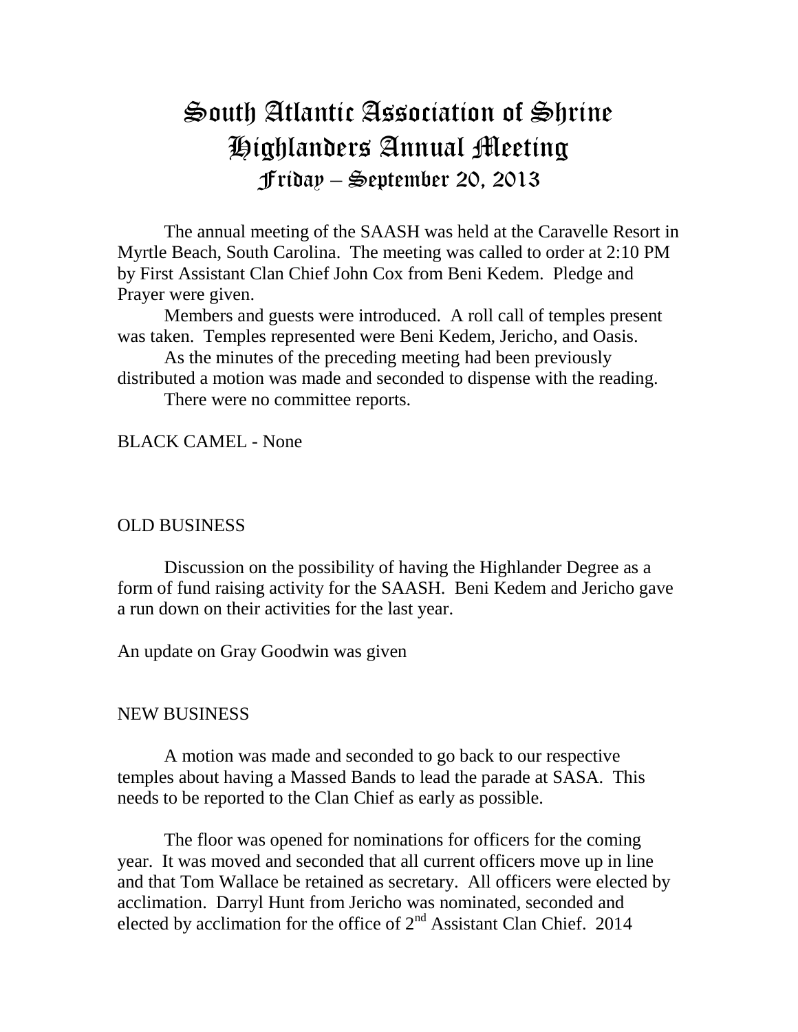# South Atlantic Association of Shrine Highlanders Annual Meeting

## Friday – September 20, 2013

The annual meeting of the SAASH was held at the Caravelle Resort in Myrtle Beach, South Carolina. The meeting was called to order at 2:10 PM by First Assistant Clan Chief John Cox from Beni Kedem. Pledge and Prayer were given.

Members and guests were introduced. A roll call of temples present was taken. Temples represented were Beni Kedem, Jericho, and Oasis.

As the minutes of the preceding meeting had been previously distributed a motion was made and seconded to dispense with the reading.

There were no committee reports.

BLACK CAMEL - None

OLD BUSINESS

Discussion on the possibility of having the Highlander Degree as a form of fund raising activity for the SAASH. Beni Kedem and Jericho gave a run down on their activities for the last year.

An update on Gray Goodwin was given

NEW BUSINESS

A motion was made and seconded to go back to our respective temples about having a Massed Bands to lead the parade at SASA. This needs to be reported to the Clan Chief as early as possible.

The floor was opened for nominations for officers for the coming year. It was moved and seconded that all current officers move up in line and that Tom Wallace be retained as secretary. All officers were elected by acclimation. Darryl Hunt from Jericho was nominated, seconded and elected by acclimation for the office of 2nd Assistant Clan Chief. 2014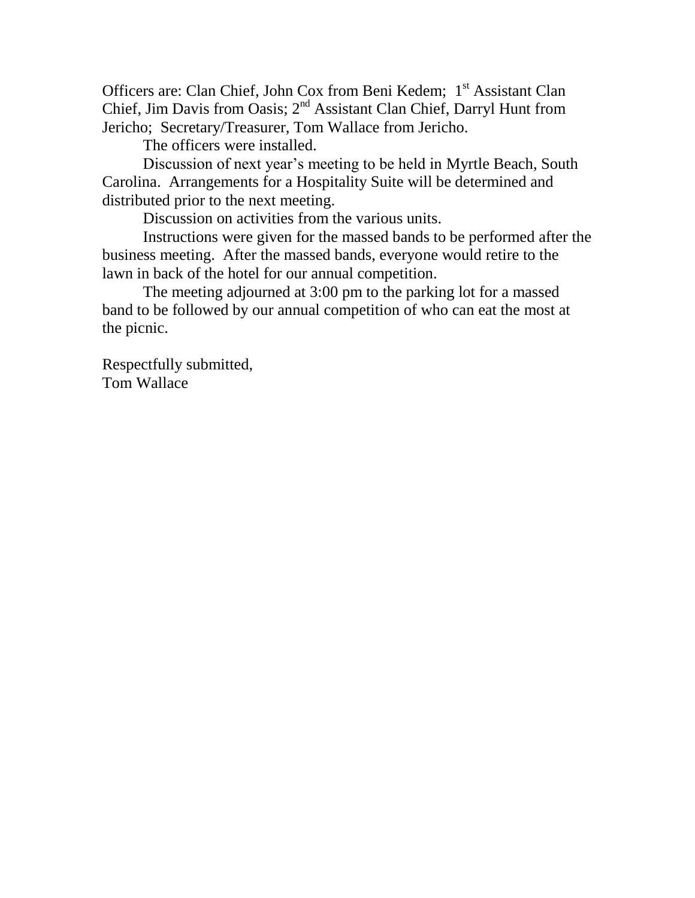Officers are: Clan Chief, John Cox from Beni Kedem; 1st Assistant Clan Chief, Jim Davis from Oasis; 2nd Assistant Clan Chief, Darryl Hunt from Jericho; Secretary/Treasurer, Tom Wallace from Jericho.

The officers were installed.

Discussion of next year's meeting to be held in Myrtle Beach, South Carolina. Arrangements for a Hospitality Suite will be determined and distributed prior to the next meeting.

Discussion on activities from the various units.

Instructions were given for the massed bands to be performed after the business meeting. After the massed bands, everyone would retire to the lawn in back of the hotel for our annual competition.

The meeting adjourned at 3:00 pm to the parking lot for a massed band to be followed by our annual competition of who can eat the most at the picnic.

Respectfully submitted,
Tom Wallace